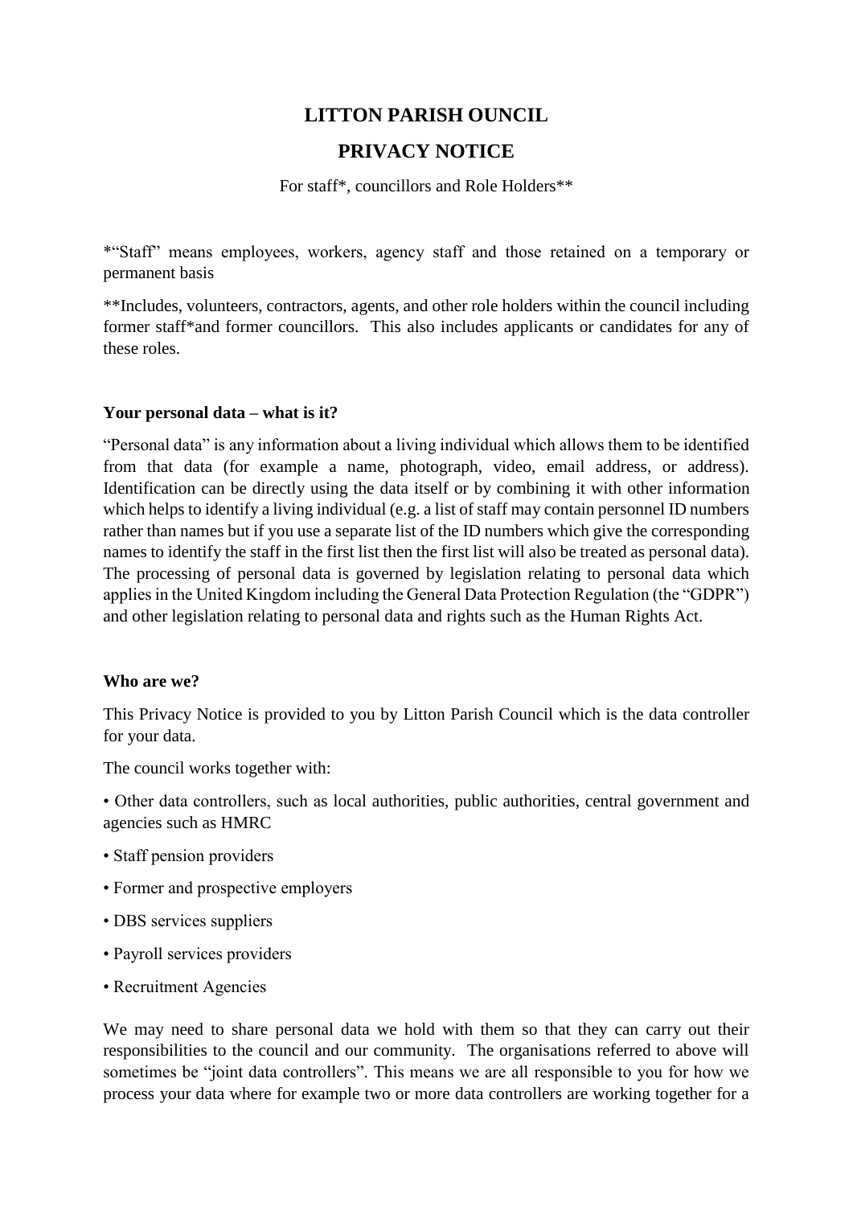# LITTON PARISH OUNCIL

# PRIVACY NOTICE

For staff*, councillors and Role Holders**

*"Staff" means employees, workers, agency staff and those retained on a temporary or permanent basis

**Includes, volunteers, contractors, agents, and other role holders within the council including former staff*and former councillors. This also includes applicants or candidates for any of these roles.

**Your personal data – what is it?**

"Personal data" is any information about a living individual which allows them to be identified from that data (for example a name, photograph, video, email address, or address). Identification can be directly using the data itself or by combining it with other information which helps to identify a living individual (e.g. a list of staff may contain personnel ID numbers rather than names but if you use a separate list of the ID numbers which give the corresponding names to identify the staff in the first list then the first list will also be treated as personal data). The processing of personal data is governed by legislation relating to personal data which applies in the United Kingdom including the General Data Protection Regulation (the "GDPR") and other legislation relating to personal data and rights such as the Human Rights Act.

**Who are we?**

This Privacy Notice is provided to you by Litton Parish Council which is the data controller for your data.

The council works together with:

- Other data controllers, such as local authorities, public authorities, central government and agencies such as HMRC
- Staff pension providers
- Former and prospective employers
- DBS services suppliers
- Payroll services providers
- Recruitment Agencies

We may need to share personal data we hold with them so that they can carry out their responsibilities to the council and our community. The organisations referred to above will sometimes be "joint data controllers". This means we are all responsible to you for how we process your data where for example two or more data controllers are working together for a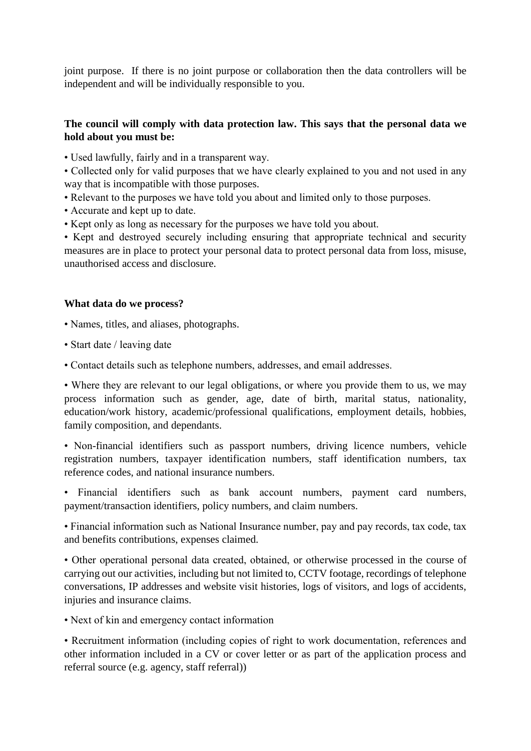joint purpose. If there is no joint purpose or collaboration then the data controllers will be independent and will be individually responsible to you.

**The council will comply with data protection law. This says that the personal data we hold about you must be:**

- Used lawfully, fairly and in a transparent way.
- Collected only for valid purposes that we have clearly explained to you and not used in any way that is incompatible with those purposes.
- Relevant to the purposes we have told you about and limited only to those purposes.
- Accurate and kept up to date.
- Kept only as long as necessary for the purposes we have told you about.
- Kept and destroyed securely including ensuring that appropriate technical and security measures are in place to protect your personal data to protect personal data from loss, misuse, unauthorised access and disclosure.

**What data do we process?**

- Names, titles, and aliases, photographs.
- Start date / leaving date
- Contact details such as telephone numbers, addresses, and email addresses.
- Where they are relevant to our legal obligations, or where you provide them to us, we may process information such as gender, age, date of birth, marital status, nationality, education/work history, academic/professional qualifications, employment details, hobbies, family composition, and dependants.
- Non-financial identifiers such as passport numbers, driving licence numbers, vehicle registration numbers, taxpayer identification numbers, staff identification numbers, tax reference codes, and national insurance numbers.
- Financial identifiers such as bank account numbers, payment card numbers, payment/transaction identifiers, policy numbers, and claim numbers.
- Financial information such as National Insurance number, pay and pay records, tax code, tax and benefits contributions, expenses claimed.
- Other operational personal data created, obtained, or otherwise processed in the course of carrying out our activities, including but not limited to, CCTV footage, recordings of telephone conversations, IP addresses and website visit histories, logs of visitors, and logs of accidents, injuries and insurance claims.
- Next of kin and emergency contact information
- Recruitment information (including copies of right to work documentation, references and other information included in a CV or cover letter or as part of the application process and referral source (e.g. agency, staff referral))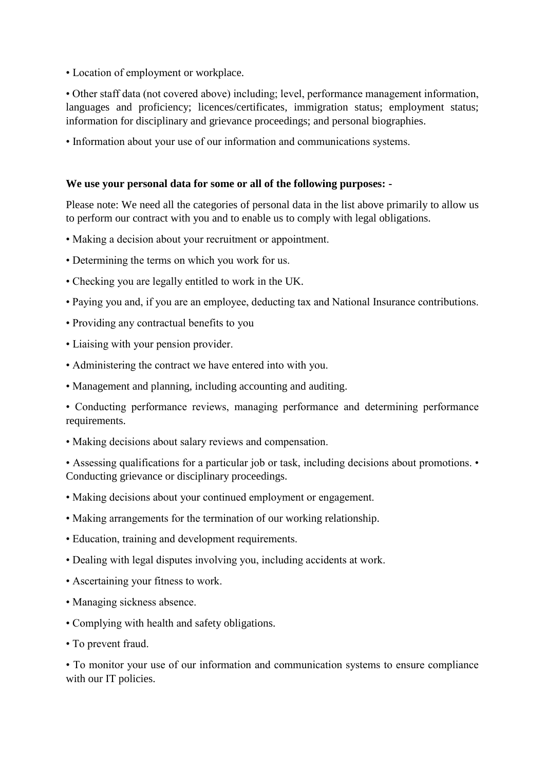• Location of employment or workplace.

• Other staff data (not covered above) including; level, performance management information, languages and proficiency; licences/certificates, immigration status; employment status; information for disciplinary and grievance proceedings; and personal biographies.

• Information about your use of our information and communications systems.

**We use your personal data for some or all of the following purposes: -**

Please note: We need all the categories of personal data in the list above primarily to allow us to perform our contract with you and to enable us to comply with legal obligations.

• Making a decision about your recruitment or appointment.

• Determining the terms on which you work for us.

• Checking you are legally entitled to work in the UK.

• Paying you and, if you are an employee, deducting tax and National Insurance contributions.

• Providing any contractual benefits to you

• Liaising with your pension provider.

• Administering the contract we have entered into with you.

• Management and planning, including accounting and auditing.

• Conducting performance reviews, managing performance and determining performance requirements.

• Making decisions about salary reviews and compensation.

• Assessing qualifications for a particular job or task, including decisions about promotions. • Conducting grievance or disciplinary proceedings.

• Making decisions about your continued employment or engagement.

• Making arrangements for the termination of our working relationship.

• Education, training and development requirements.

• Dealing with legal disputes involving you, including accidents at work.

• Ascertaining your fitness to work.

• Managing sickness absence.

• Complying with health and safety obligations.

• To prevent fraud.

• To monitor your use of our information and communication systems to ensure compliance with our IT policies.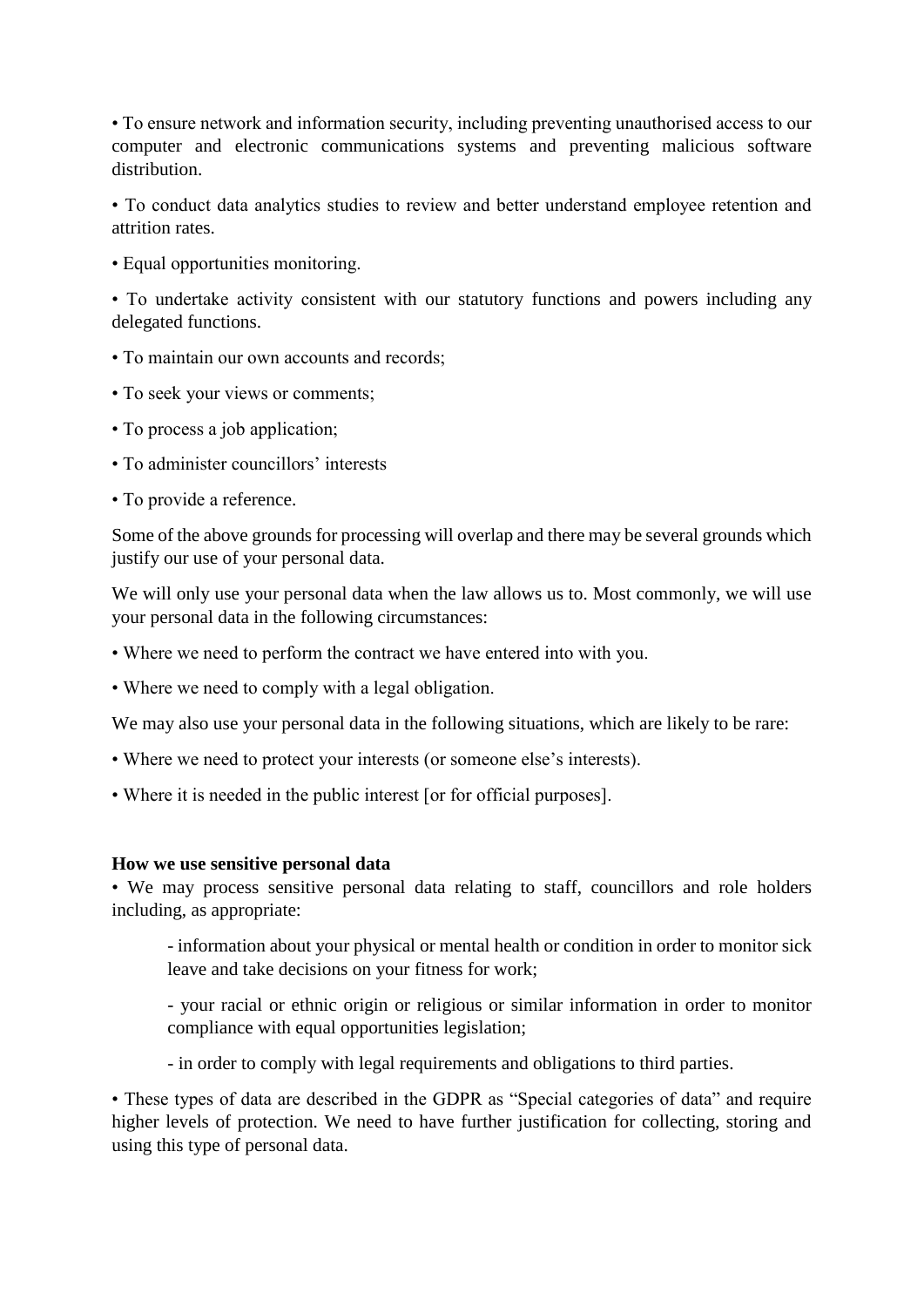• To ensure network and information security, including preventing unauthorised access to our computer and electronic communications systems and preventing malicious software distribution.

• To conduct data analytics studies to review and better understand employee retention and attrition rates.

• Equal opportunities monitoring.

• To undertake activity consistent with our statutory functions and powers including any delegated functions.

• To maintain our own accounts and records;

• To seek your views or comments;

• To process a job application;

• To administer councillors' interests

• To provide a reference.

Some of the above grounds for processing will overlap and there may be several grounds which justify our use of your personal data.

We will only use your personal data when the law allows us to. Most commonly, we will use your personal data in the following circumstances:

• Where we need to perform the contract we have entered into with you.

• Where we need to comply with a legal obligation.

We may also use your personal data in the following situations, which are likely to be rare:

• Where we need to protect your interests (or someone else's interests).

• Where it is needed in the public interest [or for official purposes].

**How we use sensitive personal data**

• We may process sensitive personal data relating to staff, councillors and role holders including, as appropriate:

> - information about your physical or mental health or condition in order to monitor sick leave and take decisions on your fitness for work;
>
> - your racial or ethnic origin or religious or similar information in order to monitor compliance with equal opportunities legislation;
>
> - in order to comply with legal requirements and obligations to third parties.

• These types of data are described in the GDPR as "Special categories of data" and require higher levels of protection. We need to have further justification for collecting, storing and using this type of personal data.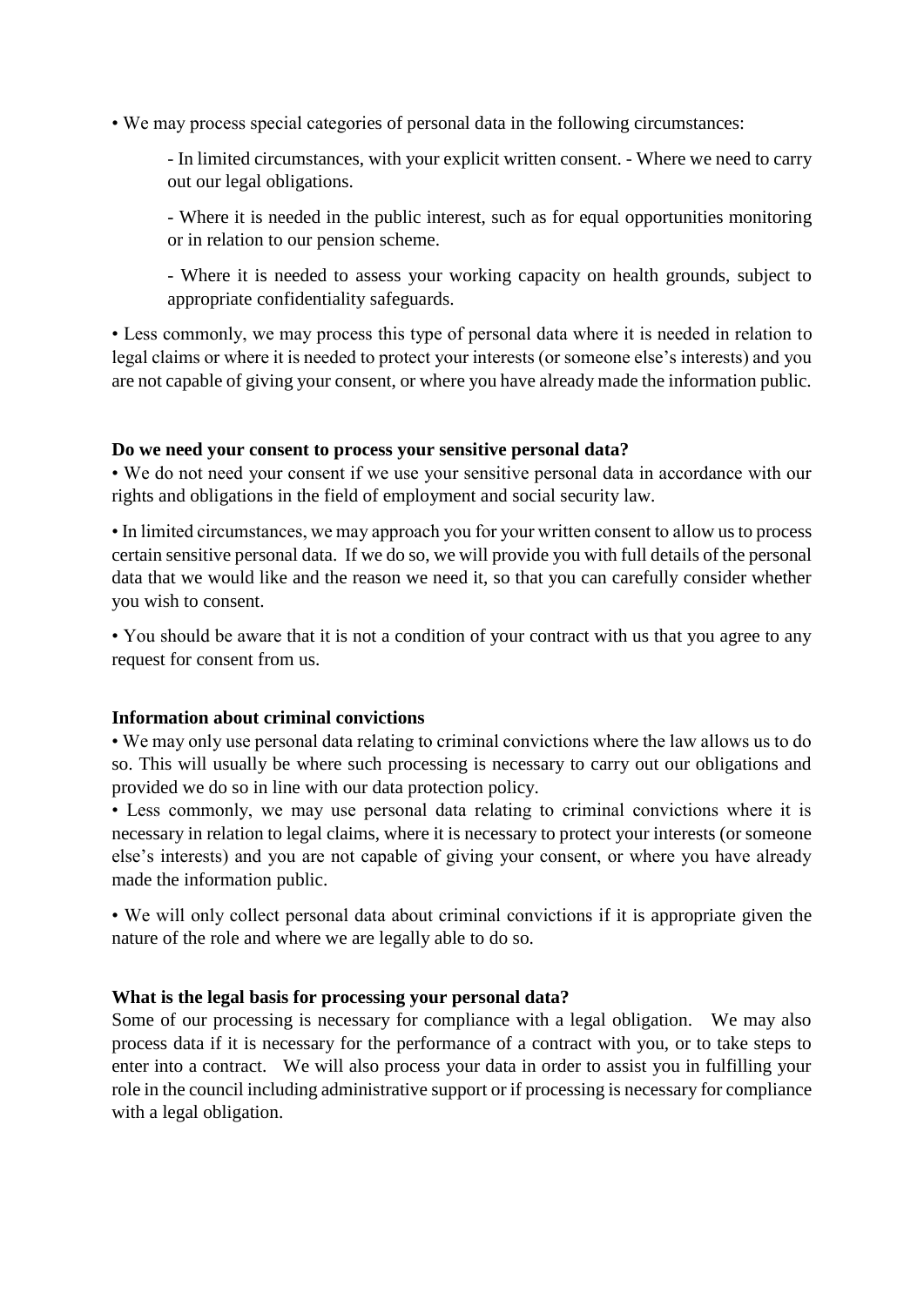• We may process special categories of personal data in the following circumstances:

- In limited circumstances, with your explicit written consent. - Where we need to carry out our legal obligations.

- Where it is needed in the public interest, such as for equal opportunities monitoring or in relation to our pension scheme.

- Where it is needed to assess your working capacity on health grounds, subject to appropriate confidentiality safeguards.

• Less commonly, we may process this type of personal data where it is needed in relation to legal claims or where it is needed to protect your interests (or someone else's interests) and you are not capable of giving your consent, or where you have already made the information public.

**Do we need your consent to process your sensitive personal data?**

• We do not need your consent if we use your sensitive personal data in accordance with our rights and obligations in the field of employment and social security law.

• In limited circumstances, we may approach you for your written consent to allow us to process certain sensitive personal data. If we do so, we will provide you with full details of the personal data that we would like and the reason we need it, so that you can carefully consider whether you wish to consent.

• You should be aware that it is not a condition of your contract with us that you agree to any request for consent from us.

**Information about criminal convictions**

• We may only use personal data relating to criminal convictions where the law allows us to do so. This will usually be where such processing is necessary to carry out our obligations and provided we do so in line with our data protection policy.

• Less commonly, we may use personal data relating to criminal convictions where it is necessary in relation to legal claims, where it is necessary to protect your interests (or someone else's interests) and you are not capable of giving your consent, or where you have already made the information public.

• We will only collect personal data about criminal convictions if it is appropriate given the nature of the role and where we are legally able to do so.

**What is the legal basis for processing your personal data?**

Some of our processing is necessary for compliance with a legal obligation. We may also process data if it is necessary for the performance of a contract with you, or to take steps to enter into a contract. We will also process your data in order to assist you in fulfilling your role in the council including administrative support or if processing is necessary for compliance with a legal obligation.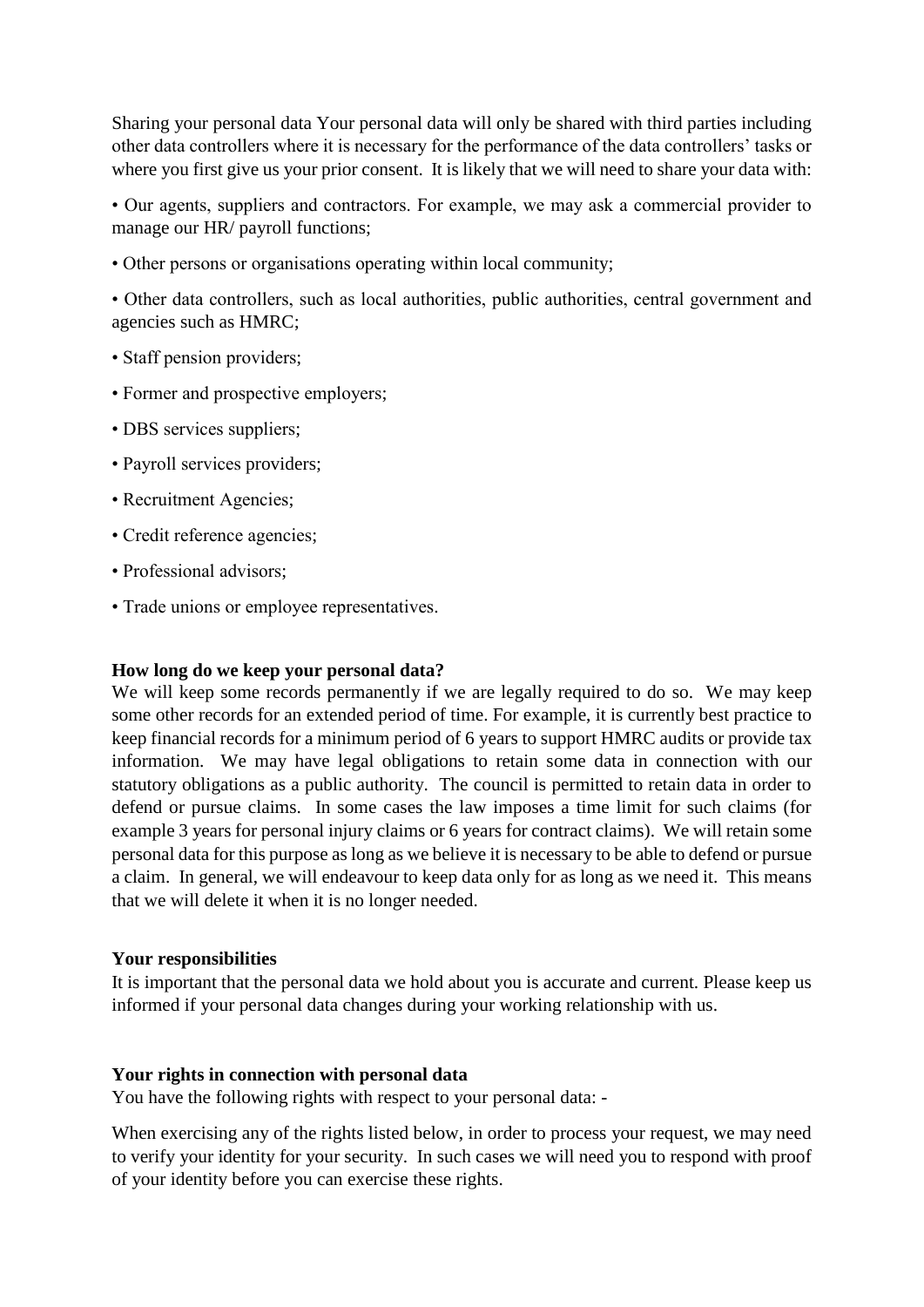Sharing your personal data Your personal data will only be shared with third parties including other data controllers where it is necessary for the performance of the data controllers' tasks or where you first give us your prior consent. It is likely that we will need to share your data with:

• Our agents, suppliers and contractors. For example, we may ask a commercial provider to manage our HR/ payroll functions;

• Other persons or organisations operating within local community;

• Other data controllers, such as local authorities, public authorities, central government and agencies such as HMRC;

• Staff pension providers;

• Former and prospective employers;

• DBS services suppliers;

• Payroll services providers;

• Recruitment Agencies;

• Credit reference agencies;

• Professional advisors;

• Trade unions or employee representatives.

**How long do we keep your personal data?**

We will keep some records permanently if we are legally required to do so. We may keep some other records for an extended period of time. For example, it is currently best practice to keep financial records for a minimum period of 6 years to support HMRC audits or provide tax information. We may have legal obligations to retain some data in connection with our statutory obligations as a public authority. The council is permitted to retain data in order to defend or pursue claims. In some cases the law imposes a time limit for such claims (for example 3 years for personal injury claims or 6 years for contract claims). We will retain some personal data for this purpose as long as we believe it is necessary to be able to defend or pursue a claim. In general, we will endeavour to keep data only for as long as we need it. This means that we will delete it when it is no longer needed.

**Your responsibilities**

It is important that the personal data we hold about you is accurate and current. Please keep us informed if your personal data changes during your working relationship with us.

**Your rights in connection with personal data**

You have the following rights with respect to your personal data: -

When exercising any of the rights listed below, in order to process your request, we may need to verify your identity for your security. In such cases we will need you to respond with proof of your identity before you can exercise these rights.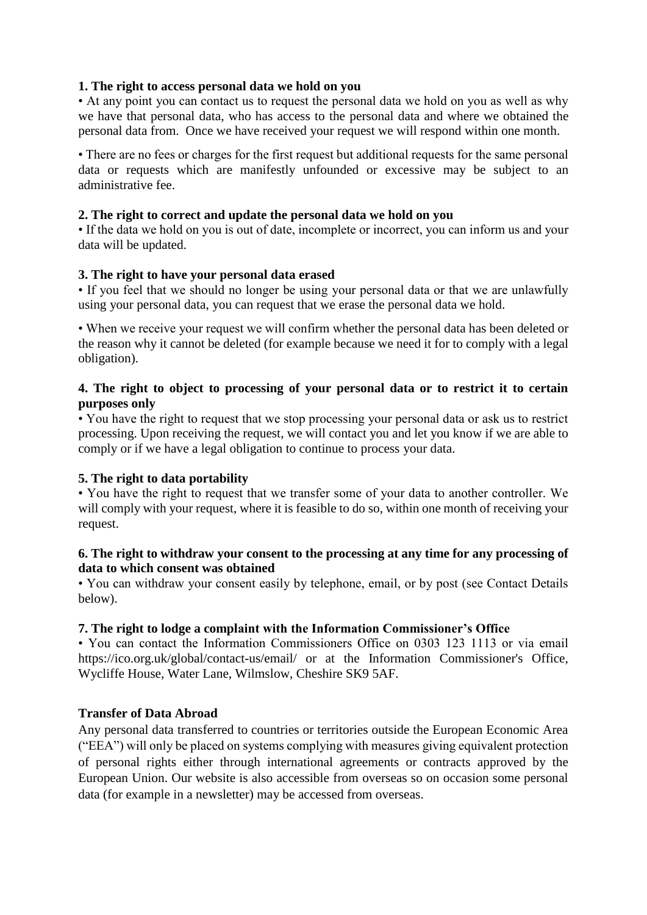**1. The right to access personal data we hold on you**

• At any point you can contact us to request the personal data we hold on you as well as why we have that personal data, who has access to the personal data and where we obtained the personal data from. Once we have received your request we will respond within one month.

• There are no fees or charges for the first request but additional requests for the same personal data or requests which are manifestly unfounded or excessive may be subject to an administrative fee.

**2. The right to correct and update the personal data we hold on you**

• If the data we hold on you is out of date, incomplete or incorrect, you can inform us and your data will be updated.

**3. The right to have your personal data erased**

• If you feel that we should no longer be using your personal data or that we are unlawfully using your personal data, you can request that we erase the personal data we hold.

• When we receive your request we will confirm whether the personal data has been deleted or the reason why it cannot be deleted (for example because we need it for to comply with a legal obligation).

**4. The right to object to processing of your personal data or to restrict it to certain purposes only**

• You have the right to request that we stop processing your personal data or ask us to restrict processing. Upon receiving the request, we will contact you and let you know if we are able to comply or if we have a legal obligation to continue to process your data.

**5. The right to data portability**

• You have the right to request that we transfer some of your data to another controller. We will comply with your request, where it is feasible to do so, within one month of receiving your request.

**6. The right to withdraw your consent to the processing at any time for any processing of data to which consent was obtained**

• You can withdraw your consent easily by telephone, email, or by post (see Contact Details below).

**7. The right to lodge a complaint with the Information Commissioner's Office**

• You can contact the Information Commissioners Office on 0303 123 1113 or via email https://ico.org.uk/global/contact-us/email/ or at the Information Commissioner's Office, Wycliffe House, Water Lane, Wilmslow, Cheshire SK9 5AF.

**Transfer of Data Abroad**

Any personal data transferred to countries or territories outside the European Economic Area ("EEA") will only be placed on systems complying with measures giving equivalent protection of personal rights either through international agreements or contracts approved by the European Union. Our website is also accessible from overseas so on occasion some personal data (for example in a newsletter) may be accessed from overseas.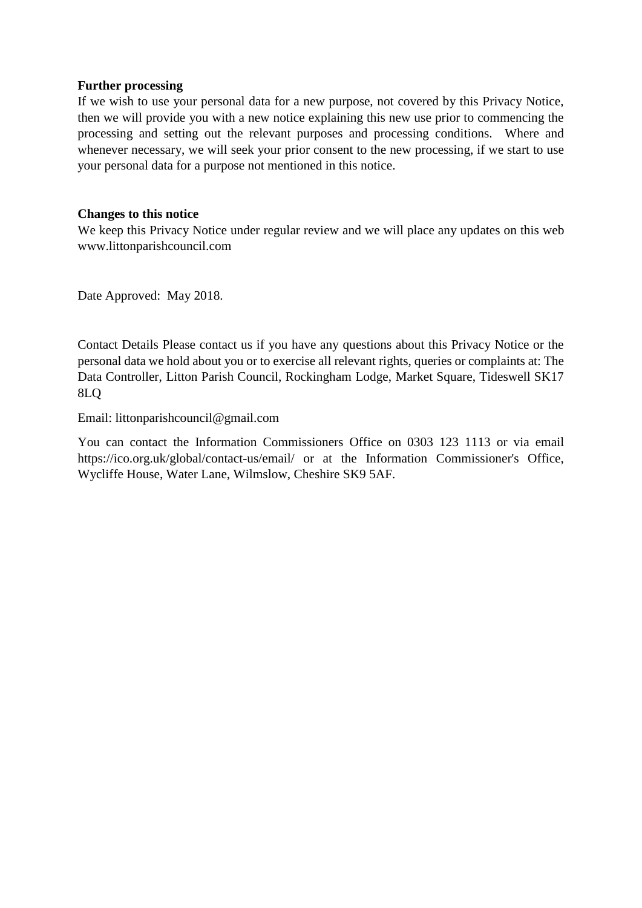**Further processing**

If we wish to use your personal data for a new purpose, not covered by this Privacy Notice, then we will provide you with a new notice explaining this new use prior to commencing the processing and setting out the relevant purposes and processing conditions. Where and whenever necessary, we will seek your prior consent to the new processing, if we start to use your personal data for a purpose not mentioned in this notice.

**Changes to this notice**

We keep this Privacy Notice under regular review and we will place any updates on this web www.littonparishcouncil.com

Date Approved: May 2018.

Contact Details Please contact us if you have any questions about this Privacy Notice or the personal data we hold about you or to exercise all relevant rights, queries or complaints at: The Data Controller, Litton Parish Council, Rockingham Lodge, Market Square, Tideswell SK17 8LQ

Email: littonparishcouncil@gmail.com

You can contact the Information Commissioners Office on 0303 123 1113 or via email https://ico.org.uk/global/contact-us/email/ or at the Information Commissioner's Office, Wycliffe House, Water Lane, Wilmslow, Cheshire SK9 5AF.